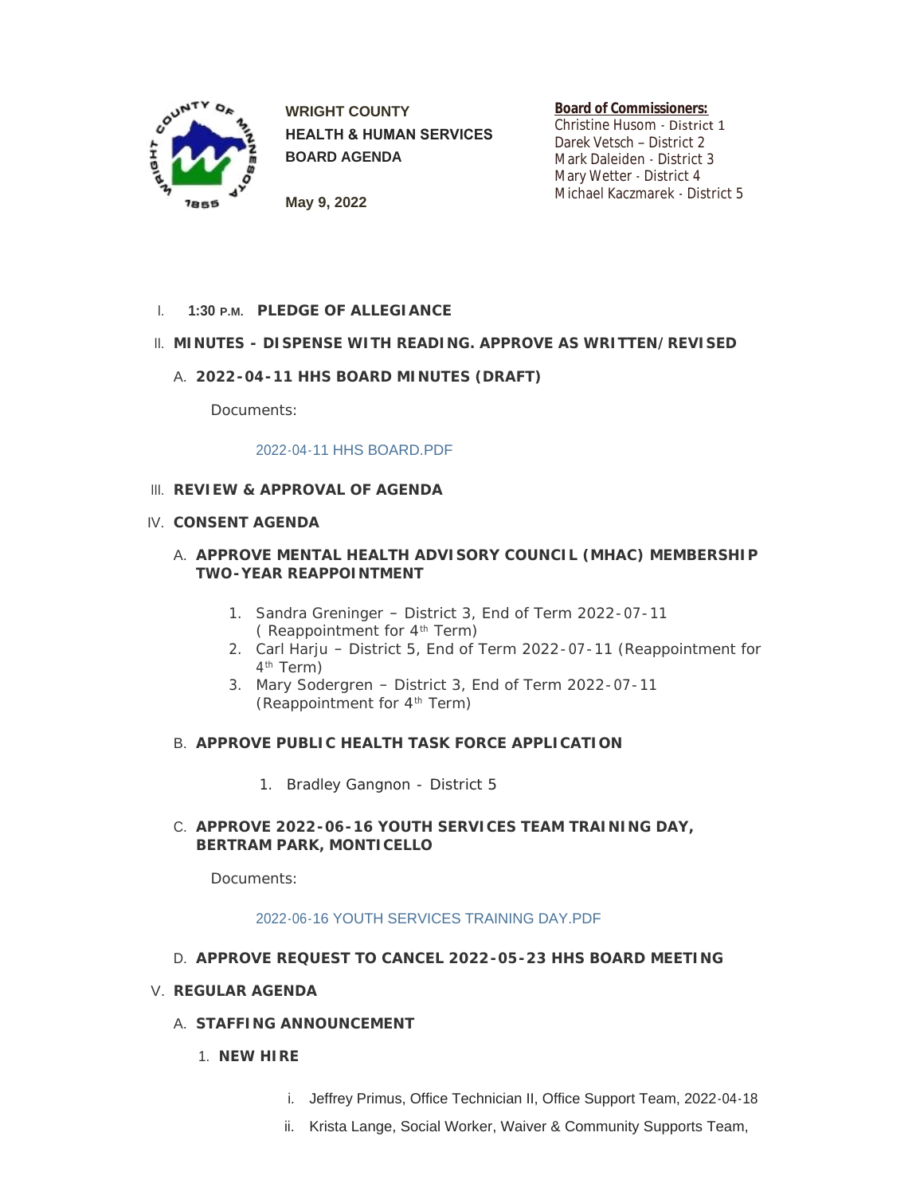**WRIGHT COUNTY**
**HEALTH & HUMAN SERVICES**
**BOARD AGENDA**

**May 9, 2022**

**Board of Commissioners:**
Christine Husom - District 1
Darek Vetsch – District 2
Mark Daleiden - District 3
Mary Wetter - District 4
Michael Kaczmarek - District 5

I. **1:30 P.M. PLEDGE OF ALLEGIANCE**

II. **MINUTES - DISPENSE WITH READING. APPROVE AS WRITTEN/REVISED**

A. **2022-04-11 HHS BOARD MINUTES (DRAFT)**

Documents:

2022-04-11 HHS BOARD.PDF

III. **REVIEW & APPROVAL OF AGENDA**

IV. **CONSENT AGENDA**

A. **APPROVE MENTAL HEALTH ADVISORY COUNCIL (MHAC) MEMBERSHIP TWO-YEAR REAPPOINTMENT**

1. Sandra Greninger – District 3, End of Term 2022-07-11 ( Reappointment for 4th Term)
2. Carl Harju – District 5, End of Term 2022-07-11 (Reappointment for 4th Term)
3. Mary Sodergren – District 3, End of Term 2022-07-11 (Reappointment for 4th Term)

B. **APPROVE PUBLIC HEALTH TASK FORCE APPLICATION**

1. Bradley Gangnon - District 5

C. **APPROVE 2022-06-16 YOUTH SERVICES TEAM TRAINING DAY, BERTRAM PARK, MONTICELLO**

Documents:

2022-06-16 YOUTH SERVICES TRAINING DAY.PDF

D. **APPROVE REQUEST TO CANCEL 2022-05-23 HHS BOARD MEETING**

V. **REGULAR AGENDA**

A. **STAFFING ANNOUNCEMENT**

1. **NEW HIRE**

i. Jeffrey Primus, Office Technician II, Office Support Team, 2022-04-18
ii. Krista Lange, Social Worker, Waiver & Community Supports Team,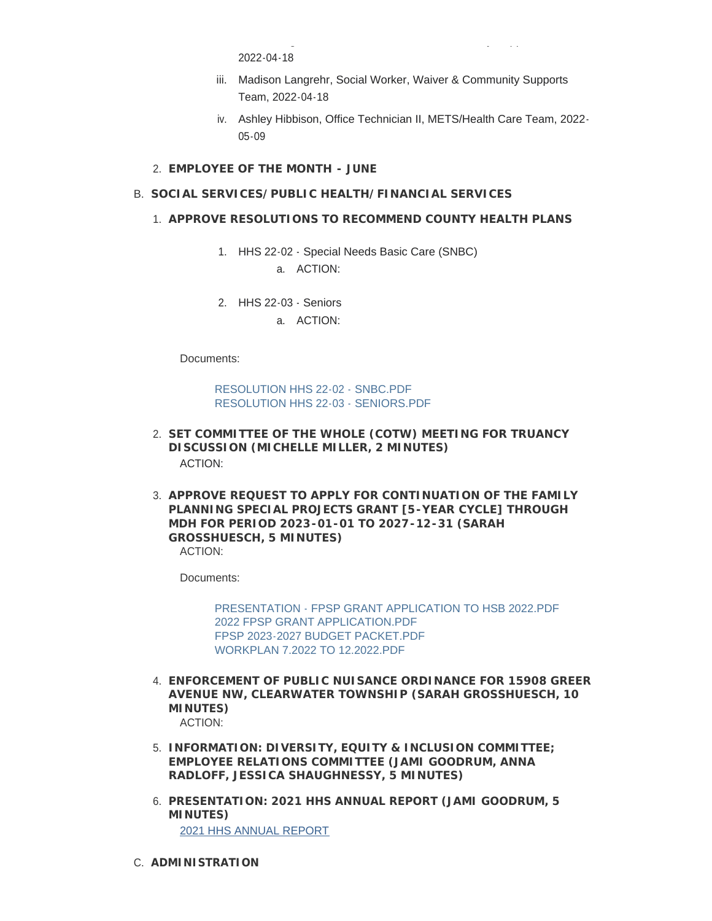2022-04-18

iii. Madison Langrehr, Social Worker, Waiver & Community Supports Team, 2022-04-18

iv. Ashley Hibbison, Office Technician II, METS/Health Care Team, 2022-05-09

2. **EMPLOYEE OF THE MONTH - JUNE**

B. **SOCIAL SERVICES/PUBLIC HEALTH/FINANCIAL SERVICES**

1. **APPROVE RESOLUTIONS TO RECOMMEND COUNTY HEALTH PLANS**

    1. HHS 22-02 - Special Needs Basic Care (SNBC)
        a. ACTION:

    2. HHS 22-03 - Seniors
        a. ACTION:

    Documents:

    RESOLUTION HHS 22-02 - SNBC.PDF
    RESOLUTION HHS 22-03 - SENIORS.PDF

2. **SET COMMITTEE OF THE WHOLE (COTW) MEETING FOR TRUANCY DISCUSSION (MICHELLE MILLER, 2 MINUTES)**
    ACTION:

3. **APPROVE REQUEST TO APPLY FOR CONTINUATION OF THE FAMILY PLANNING SPECIAL PROJECTS GRANT [5-YEAR CYCLE] THROUGH MDH FOR PERIOD 2023-01-01 TO 2027-12-31 (SARAH GROSSHUESCH, 5 MINUTES)**
    ACTION:

    Documents:

    PRESENTATION - FPSP GRANT APPLICATION TO HSB 2022.PDF
    2022 FPSP GRANT APPLICATION.PDF
    FPSP 2023-2027 BUDGET PACKET.PDF
    WORKPLAN 7.2022 TO 12.2022.PDF

4. **ENFORCEMENT OF PUBLIC NUISANCE ORDINANCE FOR 15908 GREER AVENUE NW, CLEARWATER TOWNSHIP (SARAH GROSSHUESCH, 10 MINUTES)**
    ACTION:

5. **INFORMATION: DIVERSITY, EQUITY & INCLUSION COMMITTEE; EMPLOYEE RELATIONS COMMITTEE (JAMI GOODRUM, ANNA RADLOFF, JESSICA SHAUGHNESSY, 5 MINUTES)**

6. **PRESENTATION: 2021 HHS ANNUAL REPORT (JAMI GOODRUM, 5 MINUTES)**
    2021 HHS ANNUAL REPORT

C. **ADMINISTRATION**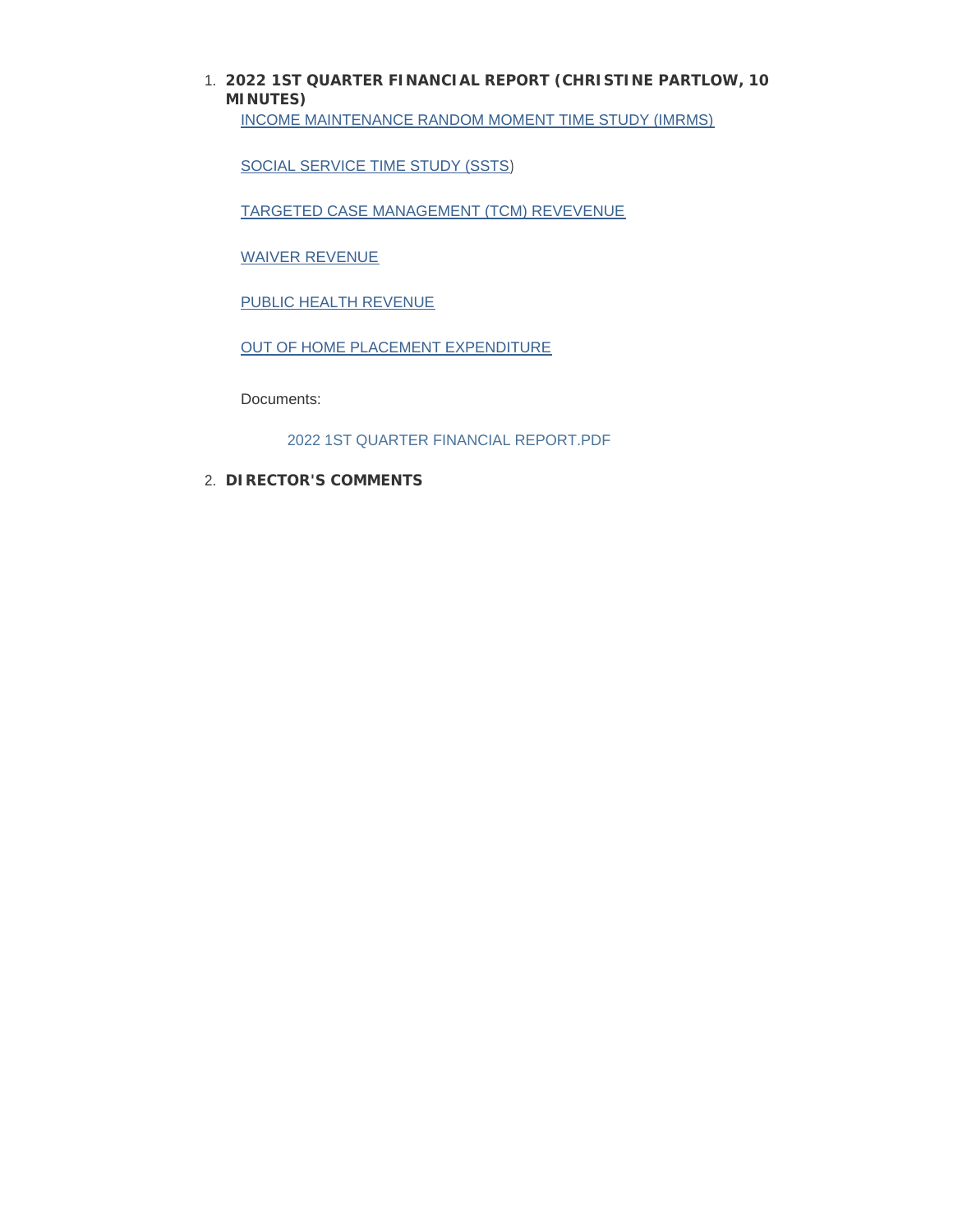1. **2022 1ST QUARTER FINANCIAL REPORT (CHRISTINE PARTLOW, 10 MINUTES)**

   INCOME MAINTENANCE RANDOM MOMENT TIME STUDY (IMRMS)

   SOCIAL SERVICE TIME STUDY (SSTS)

   TARGETED CASE MANAGEMENT (TCM) REVEVENUE

   WAIVER REVENUE

   PUBLIC HEALTH REVENUE

   OUT OF HOME PLACEMENT EXPENDITURE

   Documents:

   2022 1ST QUARTER FINANCIAL REPORT.PDF

2. **DIRECTOR'S COMMENTS**